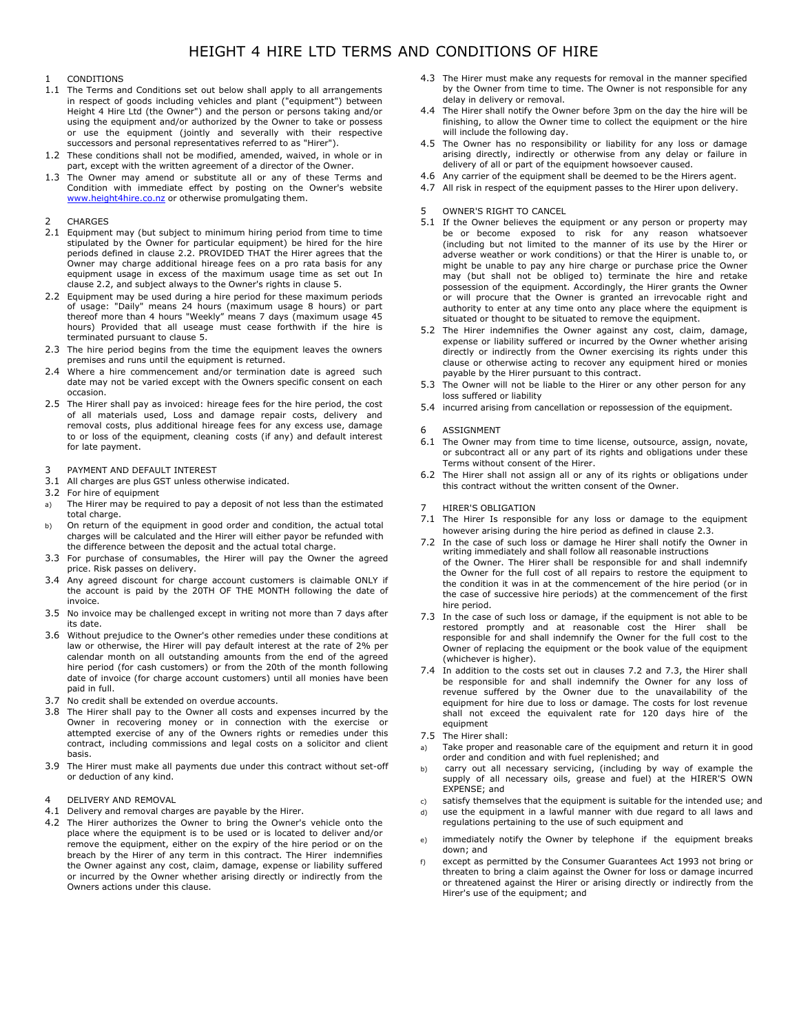# HEIGHT 4 HIRE LTD TERMS AND CONDITIONS OF HIRE

## 1 CONDITIONS

1.1 The Terms and Conditions set out below shall apply to all arrangements in respect of goods including vehicles and plant ("equipment") between Height 4 Hire Ltd (the Owner") and the person or persons taking and/or using the equipment and/or authorized by the Owner to take or possess or use the equipment (jointly and severally with their respective successors and personal representatives referred to as "Hirer").

1.2 These conditions shall not be modified, amended, waived, in whole or in part, except with the written agreement of a director of the Owner.

1.3 The Owner may amend or substitute all or any of these Terms and Condition with immediate effect by posting on the Owner's website www.height4hire.co.nz or otherwise promulgating them.

## 2 CHARGES

2.1 Equipment may (but subject to minimum hiring period from time to time stipulated by the Owner for particular equipment) be hired for the hire periods defined in clause 2.2. PROVIDED THAT the Hirer agrees that the Owner may charge additional hireage fees on a pro rata basis for any equipment usage in excess of the maximum usage time as set out In clause 2.2, and subject always to the Owner's rights in clause 5.

2.2 Equipment may be used during a hire period for these maximum periods of usage: "Daily" means 24 hours (maximum usage 8 hours) or part thereof more than 4 hours "Weekly" means 7 days (maximum usage 45 hours) Provided that all useage must cease forthwith if the hire is terminated pursuant to clause 5.

2.3 The hire period begins from the time the equipment leaves the owners premises and runs until the equipment is returned.

2.4 Where a hire commencement and/or termination date is agreed such date may not be varied except with the Owners specific consent on each occasion.

2.5 The Hirer shall pay as invoiced: hireage fees for the hire period, the cost of all materials used, Loss and damage repair costs, delivery and removal costs, plus additional hireage fees for any excess use, damage to or loss of the equipment, cleaning costs (if any) and default interest for late payment.

## 3 PAYMENT AND DEFAULT INTEREST

3.1 All charges are plus GST unless otherwise indicated.

3.2 For hire of equipment

a) The Hirer may be required to pay a deposit of not less than the estimated total charge.

b) On return of the equipment in good order and condition, the actual total charges will be calculated and the Hirer will either payor be refunded with the difference between the deposit and the actual total charge.

3.3 For purchase of consumables, the Hirer will pay the Owner the agreed price. Risk passes on delivery.

3.4 Any agreed discount for charge account customers is claimable ONLY if the account is paid by the 20TH OF THE MONTH following the date of invoice.

3.5 No invoice may be challenged except in writing not more than 7 days after its date.

3.6 Without prejudice to the Owner's other remedies under these conditions at law or otherwise, the Hirer will pay default interest at the rate of 2% per calendar month on all outstanding amounts from the end of the agreed hire period (for cash customers) or from the 20th of the month following date of invoice (for charge account customers) until all monies have been paid in full.

3.7 No credit shall be extended on overdue accounts.

3.8 The Hirer shall pay to the Owner all costs and expenses incurred by the Owner in recovering money or in connection with the exercise or attempted exercise of any of the Owners rights or remedies under this contract, including commissions and legal costs on a solicitor and client basis.

3.9 The Hirer must make all payments due under this contract without set-off or deduction of any kind.

## 4 DELIVERY AND REMOVAL

4.1 Delivery and removal charges are payable by the Hirer.

4.2 The Hirer authorizes the Owner to bring the Owner's vehicle onto the place where the equipment is to be used or is located to deliver and/or remove the equipment, either on the expiry of the hire period or on the breach by the Hirer of any term in this contract. The Hirer indemnifies the Owner against any cost, claim, damage, expense or liability suffered or incurred by the Owner whether arising directly or indirectly from the Owners actions under this clause.

4.3 The Hirer must make any requests for removal in the manner specified by the Owner from time to time. The Owner is not responsible for any delay in delivery or removal.

4.4 The Hirer shall notify the Owner before 3pm on the day the hire will be finishing, to allow the Owner time to collect the equipment or the hire will include the following day.

4.5 The Owner has no responsibility or liability for any loss or damage arising directly, indirectly or otherwise from any delay or failure in delivery of all or part of the equipment howsoever caused.

4.6 Any carrier of the equipment shall be deemed to be the Hirers agent.

4.7 All risk in respect of the equipment passes to the Hirer upon delivery.

## 5 OWNER'S RIGHT TO CANCEL

5.1 If the Owner believes the equipment or any person or property may be or become exposed to risk for any reason whatsoever (including but not limited to the manner of its use by the Hirer or adverse weather or work conditions) or that the Hirer is unable to, or might be unable to pay any hire charge or purchase price the Owner may (but shall not be obliged to) terminate the hire and retake possession of the equipment. Accordingly, the Hirer grants the Owner or will procure that the Owner is granted an irrevocable right and authority to enter at any time onto any place where the equipment is situated or thought to be situated to remove the equipment.

5.2 The Hirer indemnifies the Owner against any cost, claim, damage, expense or liability suffered or incurred by the Owner whether arising directly or indirectly from the Owner exercising its rights under this clause or otherwise acting to recover any equipment hired or monies payable by the Hirer pursuant to this contract.

5.3 The Owner will not be liable to the Hirer or any other person for any loss suffered or liability

5.4 incurred arising from cancellation or repossession of the equipment.

## 6 ASSIGNMENT

6.1 The Owner may from time to time license, outsource, assign, novate, or subcontract all or any part of its rights and obligations under these Terms without consent of the Hirer.

6.2 The Hirer shall not assign all or any of its rights or obligations under this contract without the written consent of the Owner.

## 7 HIRER'S OBLIGATION

7.1 The Hirer Is responsible for any loss or damage to the equipment however arising during the hire period as defined in clause 2.3.

7.2 In the case of such loss or damage he Hirer shall notify the Owner in writing immediately and shall follow all reasonable instructions of the Owner. The Hirer shall be responsible for and shall indemnify the Owner for the full cost of all repairs to restore the equipment to the condition it was in at the commencement of the hire period (or in the case of successive hire periods) at the commencement of the first hire period.

7.3 In the case of such loss or damage, if the equipment is not able to be restored promptly and at reasonable cost the Hirer shall be responsible for and shall indemnify the Owner for the full cost to the Owner of replacing the equipment or the book value of the equipment (whichever is higher).

7.4 In addition to the costs set out in clauses 7.2 and 7.3, the Hirer shall be responsible for and shall indemnify the Owner for any loss of revenue suffered by the Owner due to the unavailability of the equipment for hire due to loss or damage. The costs for lost revenue shall not exceed the equivalent rate for 120 days hire of the equipment

7.5 The Hirer shall:

a) Take proper and reasonable care of the equipment and return it in good order and condition and with fuel replenished; and

b) carry out all necessary servicing, (including by way of example the supply of all necessary oils, grease and fuel) at the HIRER'S OWN EXPENSE; and

c) satisfy themselves that the equipment is suitable for the intended use; and

d) use the equipment in a lawful manner with due regard to all laws and regulations pertaining to the use of such equipment and

e) immediately notify the Owner by telephone if the equipment breaks down; and

f) except as permitted by the Consumer Guarantees Act 1993 not bring or threaten to bring a claim against the Owner for loss or damage incurred or threatened against the Hirer or arising directly or indirectly from the Hirer's use of the equipment; and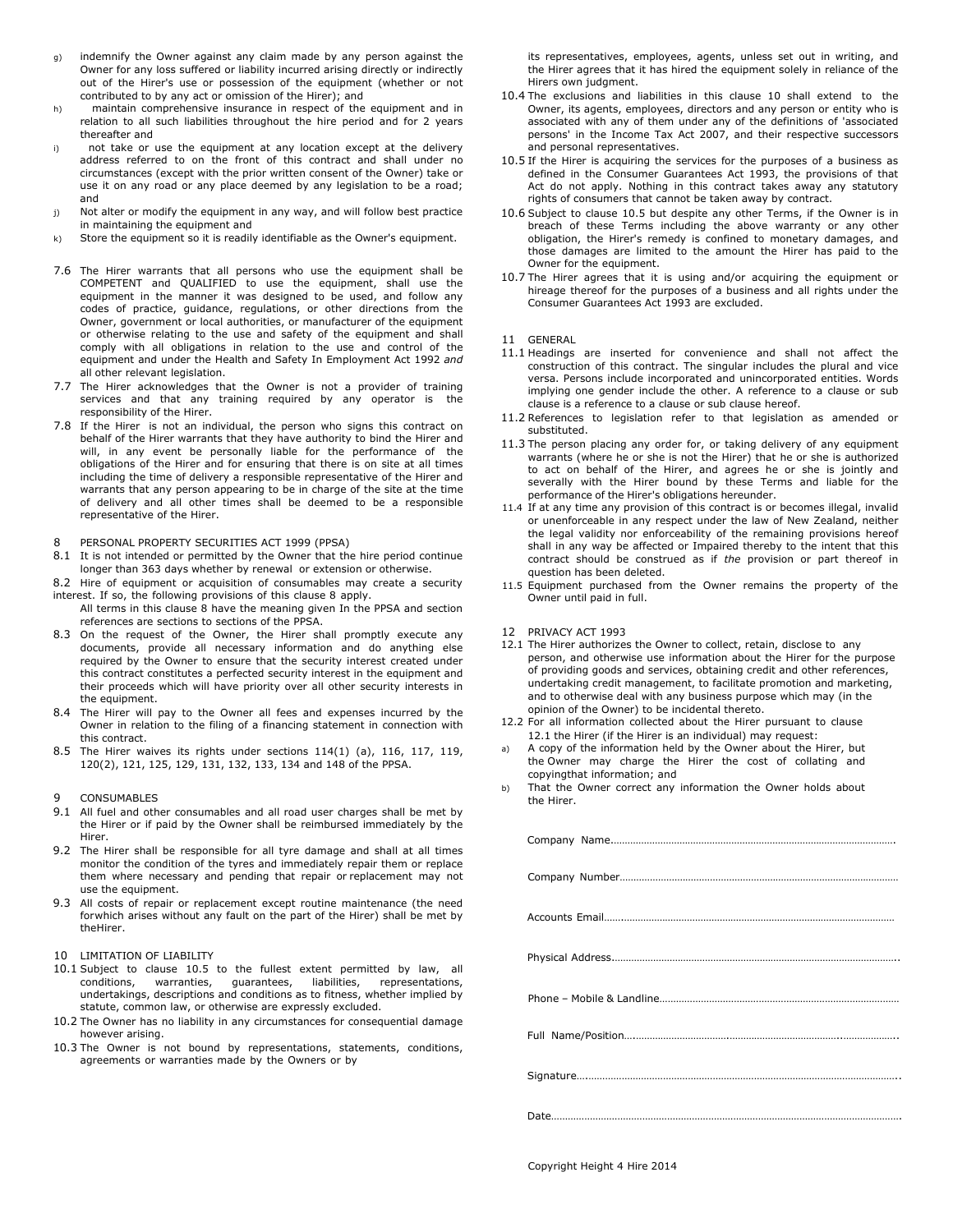g) indemnify the Owner against any claim made by any person against the Owner for any loss suffered or liability incurred arising directly or indirectly out of the Hirer's use or possession of the equipment (whether or not contributed to by any act or omission of the Hirer); and

h) maintain comprehensive insurance in respect of the equipment and in relation to all such liabilities throughout the hire period and for 2 years thereafter and

i) not take or use the equipment at any location except at the delivery address referred to on the front of this contract and shall under no circumstances (except with the prior written consent of the Owner) take or use it on any road or any place deemed by any legislation to be a road; and

j) Not alter or modify the equipment in any way, and will follow best practice in maintaining the equipment and

k) Store the equipment so it is readily identifiable as the Owner's equipment.

7.6 The Hirer warrants that all persons who use the equipment shall be COMPETENT and QUALIFIED to use the equipment, shall use the equipment in the manner it was designed to be used, and follow any codes of practice, guidance, regulations, or other directions from the Owner, government or local authorities, or manufacturer of the equipment or otherwise relating to the use and safety of the equipment and shall comply with all obligations in relation to the use and control of the equipment and under the Health and Safety In Employment Act 1992 *and* all other relevant legislation.

7.7 The Hirer acknowledges that the Owner is not a provider of training services and that any training required by any operator is the responsibility of the Hirer.

7.8 If the Hirer is not an individual, the person who signs this contract on behalf of the Hirer warrants that they have authority to bind the Hirer and will, in any event be personally liable for the performance of the obligations of the Hirer and for ensuring that there is on site at all times including the time of delivery a responsible representative of the Hirer and warrants that any person appearing to be in charge of the site at the time of delivery and all other times shall be deemed to be a responsible representative of the Hirer.

8 PERSONAL PROPERTY SECURITIES ACT 1999 (PPSA)

8.1 It is not intended or permitted by the Owner that the hire period continue longer than 363 days whether by renewal or extension or otherwise.

8.2 Hire of equipment or acquisition of consumables may create a security interest. If so, the following provisions of this clause 8 apply.
All terms in this clause 8 have the meaning given In the PPSA and section references are sections to sections of the PPSA.

8.3 On the request of the Owner, the Hirer shall promptly execute any documents, provide all necessary information and do anything else required by the Owner to ensure that the security interest created under this contract constitutes a perfected security interest in the equipment and their proceeds which will have priority over all other security interests in the equipment.

8.4 The Hirer will pay to the Owner all fees and expenses incurred by the Owner in relation to the filing of a financing statement in connection with this contract.

8.5 The Hirer waives its rights under sections 114(1) (a), 116, 117, 119, 120(2), 121, 125, 129, 131, 132, 133, 134 and 148 of the PPSA.

9 CONSUMABLES

9.1 All fuel and other consumables and all road user charges shall be met by the Hirer or if paid by the Owner shall be reimbursed immediately by the Hirer.

9.2 The Hirer shall be responsible for all tyre damage and shall at all times monitor the condition of the tyres and immediately repair them or replace them where necessary and pending that repair or replacement may not use the equipment.

9.3 All costs of repair or replacement except routine maintenance (the need forwhich arises without any fault on the part of the Hirer) shall be met by theHirer.

10 LIMITATION OF LIABILITY

10.1 Subject to clause 10.5 to the fullest extent permitted by law, all conditions, warranties, guarantees, liabilities, representations, undertakings, descriptions and conditions as to fitness, whether implied by statute, common law, or otherwise are expressly excluded.

10.2 The Owner has no liability in any circumstances for consequential damage however arising.

10.3 The Owner is not bound by representations, statements, conditions, agreements or warranties made by the Owners or by its representatives, employees, agents, unless set out in writing, and the Hirer agrees that it has hired the equipment solely in reliance of the Hirers own judgment.

10.4 The exclusions and liabilities in this clause 10 shall extend to the Owner, its agents, employees, directors and any person or entity who is associated with any of them under any of the definitions of 'associated persons' in the Income Tax Act 2007, and their respective successors and personal representatives.

10.5 If the Hirer is acquiring the services for the purposes of a business as defined in the Consumer Guarantees Act 1993, the provisions of that Act do not apply. Nothing in this contract takes away any statutory rights of consumers that cannot be taken away by contract.

10.6 Subject to clause 10.5 but despite any other Terms, if the Owner is in breach of these Terms including the above warranty or any other obligation, the Hirer's remedy is confined to monetary damages, and those damages are limited to the amount the Hirer has paid to the Owner for the equipment.

10.7 The Hirer agrees that it is using and/or acquiring the equipment or hireage thereof for the purposes of a business and all rights under the Consumer Guarantees Act 1993 are excluded.

11 GENERAL

11.1 Headings are inserted for convenience and shall not affect the construction of this contract. The singular includes the plural and vice versa. Persons include incorporated and unincorporated entities. Words implying one gender include the other. A reference to a clause or sub clause is a reference to a clause or sub clause hereof.

11.2 References to legislation refer to that legislation as amended or substituted.

11.3 The person placing any order for, or taking delivery of any equipment warrants (where he or she is not the Hirer) that he or she is authorized to act on behalf of the Hirer, and agrees he or she is jointly and severally with the Hirer bound by these Terms and liable for the performance of the Hirer's obligations hereunder.

11.4 If at any time any provision of this contract is or becomes illegal, invalid or unenforceable in any respect under the law of New Zealand, neither the legal validity nor enforceability of the remaining provisions hereof shall in any way be affected or Impaired thereby to the intent that this contract should be construed as if *the* provision or part thereof in question has been deleted.

11.5 Equipment purchased from the Owner remains the property of the Owner until paid in full.

12 PRIVACY ACT 1993

12.1 The Hirer authorizes the Owner to collect, retain, disclose to any person, and otherwise use information about the Hirer for the purpose of providing goods and services, obtaining credit and other references, undertaking credit management, to facilitate promotion and marketing, and to otherwise deal with any business purpose which may (in the opinion of the Owner) to be incidental thereto.

12.2 For all information collected about the Hirer pursuant to clause 12.1 the Hirer (if the Hirer is an individual) may request:

a) A copy of the information held by the Owner about the Hirer, but the Owner may charge the Hirer the cost of collating and copyingthat information; and

b) That the Owner correct any information the Owner holds about the Hirer.

Company Name…………………………………………………………………………………………….

Company Number…………………………………………………………………………………………

Accounts Email……………………………………………………………………………………………

Physical Address…………………………………………………………………………………………..

Phone – Mobile & Landline…………………………………………………………………………

Full Name/Position…………………………………………………………………………………………..

Signature…………………………………………………………………………………………………………..

Date………………………………………………………………………………………………………………….

Copyright Height 4 Hire 2014